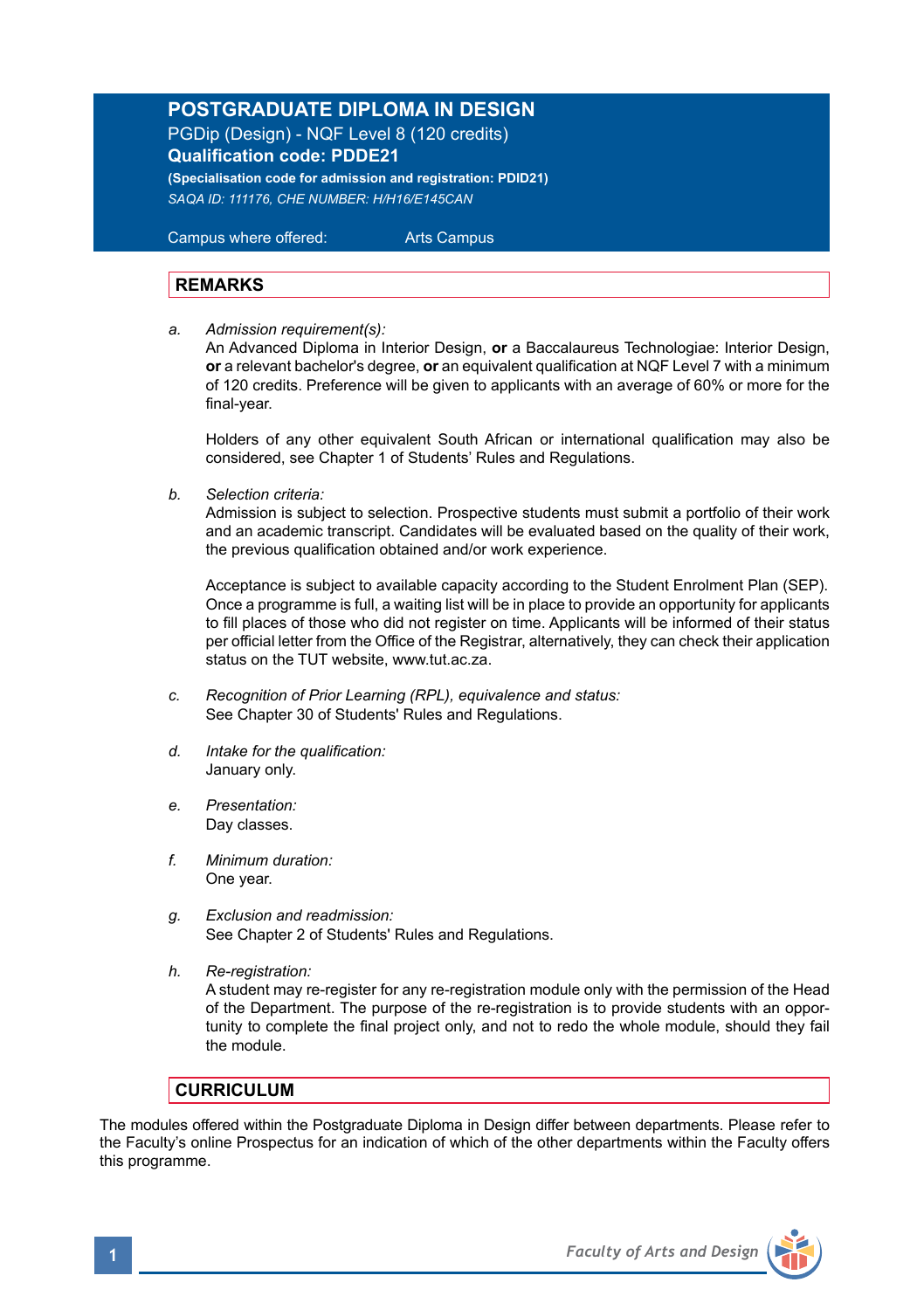# POSTGRADUATE DIPLOMA IN DESIGN

PGDip (Design) - NQF Level 8 (120 credits)

**Qualification code: PDDE21**

**(Specialisation code for admission and registration: PDID21)**

*SAQA ID: 111176, CHE NUMBER: H/H16/E145CAN*

Campus where offered: Arts Campus

## REMARKS

a. *Admission requirement(s):*
An Advanced Diploma in Interior Design, **or** a Baccalaureus Technologiae: Interior Design, **or** a relevant bachelor's degree, **or** an equivalent qualification at NQF Level 7 with a minimum of 120 credits. Preference will be given to applicants with an average of 60% or more for the final-year.

Holders of any other equivalent South African or international qualification may also be considered, see Chapter 1 of Students' Rules and Regulations.

b. *Selection criteria:*
Admission is subject to selection. Prospective students must submit a portfolio of their work and an academic transcript. Candidates will be evaluated based on the quality of their work, the previous qualification obtained and/or work experience.

Acceptance is subject to available capacity according to the Student Enrolment Plan (SEP). Once a programme is full, a waiting list will be in place to provide an opportunity for applicants to fill places of those who did not register on time. Applicants will be informed of their status per official letter from the Office of the Registrar, alternatively, they can check their application status on the TUT website, www.tut.ac.za.

c. *Recognition of Prior Learning (RPL), equivalence and status:*
See Chapter 30 of Students' Rules and Regulations.

d. *Intake for the qualification:*
January only.

e. *Presentation:*
Day classes.

f. *Minimum duration:*
One year.

g. *Exclusion and readmission:*
See Chapter 2 of Students' Rules and Regulations.

h. *Re-registration:*
A student may re-register for any re-registration module only with the permission of the Head of the Department. The purpose of the re-registration is to provide students with an opportunity to complete the final project only, and not to redo the whole module, should they fail the module.

## CURRICULUM

The modules offered within the Postgraduate Diploma in Design differ between departments. Please refer to the Faculty's online Prospectus for an indication of which of the other departments within the Faculty offers this programme.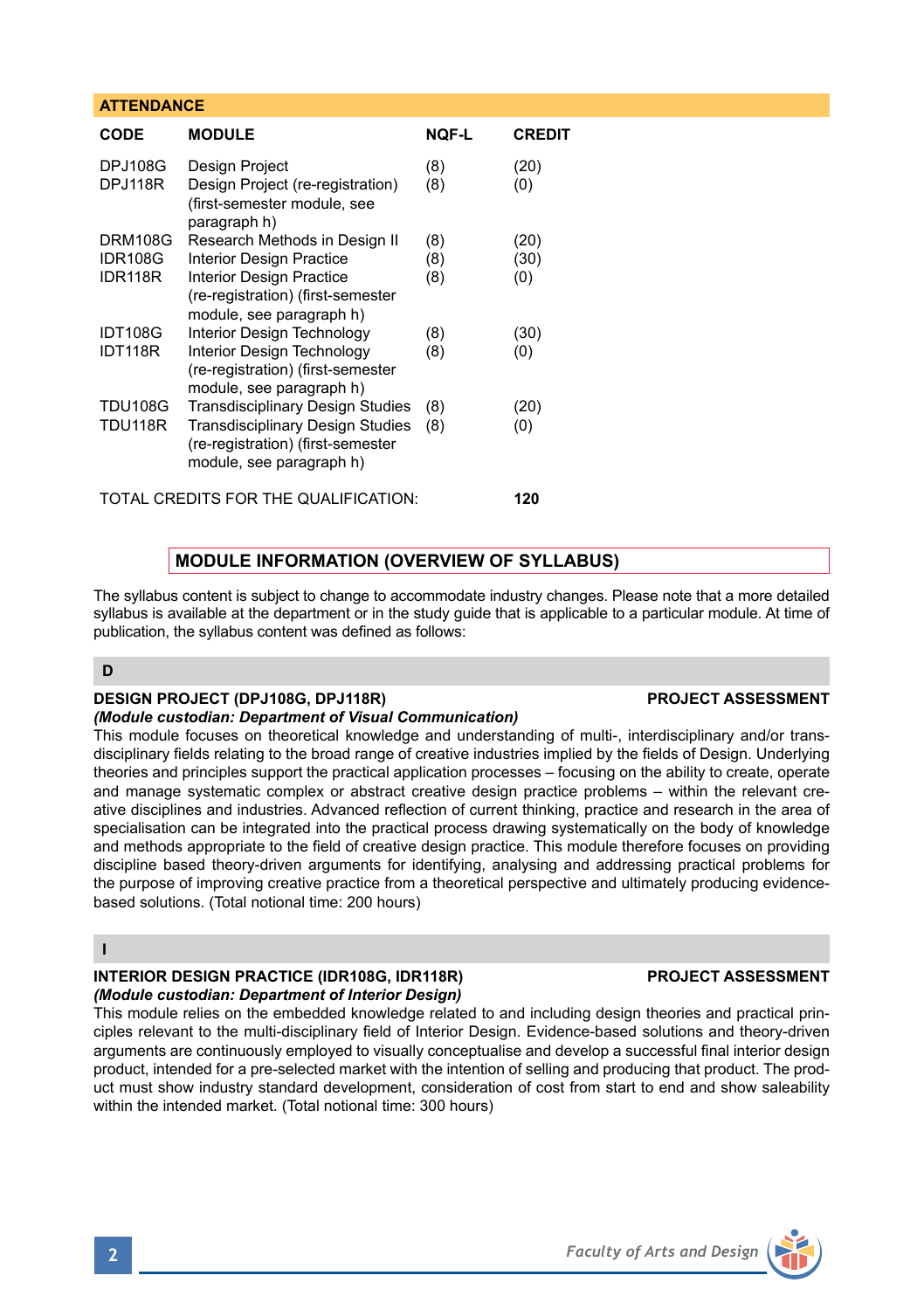## ATTENDANCE

| CODE | MODULE | NQF-L | CREDIT |
|---|---|---|---|
| DPJ108G | Design Project | (8) | (20) |
| DPJ118R | Design Project (re-registration) (first-semester module, see paragraph h) | (8) | (0) |
| DRM108G | Research Methods in Design II | (8) | (20) |
| IDR108G | Interior Design Practice | (8) | (30) |
| IDR118R | Interior Design Practice (re-registration) (first-semester module, see paragraph h) | (8) | (0) |
| IDT108G | Interior Design Technology | (8) | (30) |
| IDT118R | Interior Design Technology (re-registration) (first-semester module, see paragraph h) | (8) | (0) |
| TDU108G | Transdisciplinary Design Studies | (8) | (20) |
| TDU118R | Transdisciplinary Design Studies (re-registration) (first-semester module, see paragraph h) | (8) | (0) |

TOTAL CREDITS FOR THE QUALIFICATION: **120**

## MODULE INFORMATION (OVERVIEW OF SYLLABUS)

The syllabus content is subject to change to accommodate industry changes. Please note that a more detailed syllabus is available at the department or in the study guide that is applicable to a particular module. At time of publication, the syllabus content was defined as follows:

### D

**DESIGN PROJECT (DPJ108G, DPJ118R)** **PROJECT ASSESSMENT**
***(Module custodian: Department of Visual Communication)***
This module focuses on theoretical knowledge and understanding of multi-, interdisciplinary and/or transdisciplinary fields relating to the broad range of creative industries implied by the fields of Design. Underlying theories and principles support the practical application processes – focusing on the ability to create, operate and manage systematic complex or abstract creative design practice problems – within the relevant creative disciplines and industries. Advanced reflection of current thinking, practice and research in the area of specialisation can be integrated into the practical process drawing systematically on the body of knowledge and methods appropriate to the field of creative design practice. This module therefore focuses on providing discipline based theory-driven arguments for identifying, analysing and addressing practical problems for the purpose of improving creative practice from a theoretical perspective and ultimately producing evidence-based solutions. (Total notional time: 200 hours)

### I

**INTERIOR DESIGN PRACTICE (IDR108G, IDR118R)** **PROJECT ASSESSMENT**
***(Module custodian: Department of Interior Design)***
This module relies on the embedded knowledge related to and including design theories and practical principles relevant to the multi-disciplinary field of Interior Design. Evidence-based solutions and theory-driven arguments are continuously employed to visually conceptualise and develop a successful final interior design product, intended for a pre-selected market with the intention of selling and producing that product. The product must show industry standard development, consideration of cost from start to end and show saleability within the intended market. (Total notional time: 300 hours)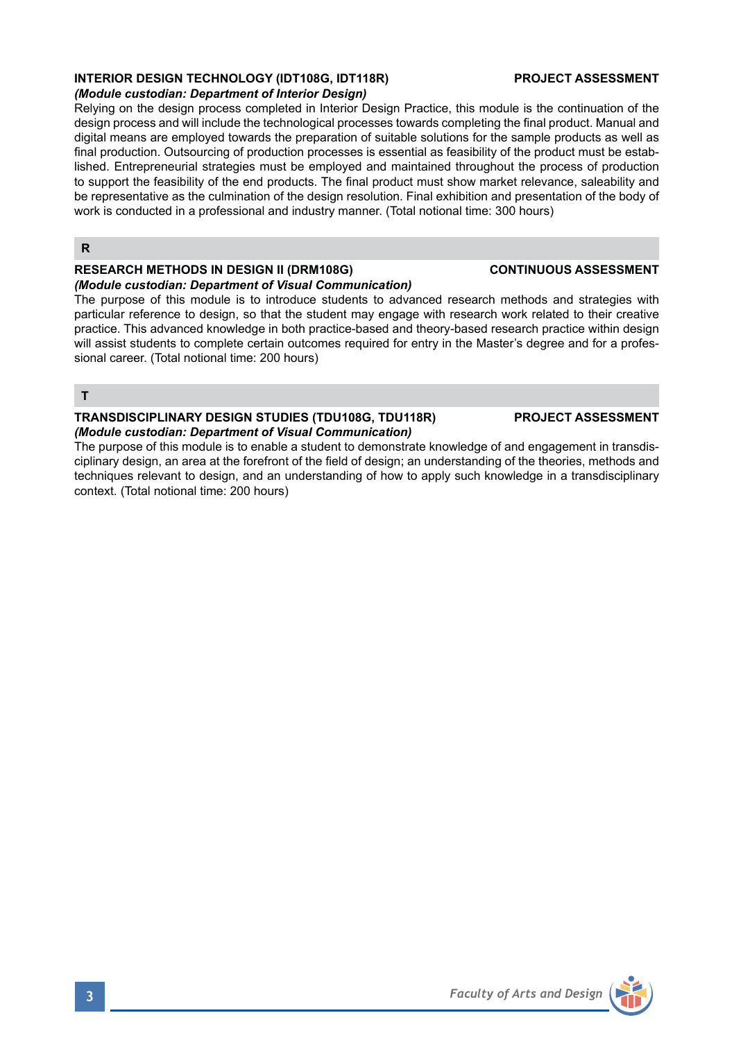**INTERIOR DESIGN TECHNOLOGY (IDT108G, IDT118R)** **PROJECT ASSESSMENT**
***(Module custodian: Department of Interior Design)***

Relying on the design process completed in Interior Design Practice, this module is the continuation of the design process and will include the technological processes towards completing the final product. Manual and digital means are employed towards the preparation of suitable solutions for the sample products as well as final production. Outsourcing of production processes is essential as feasibility of the product must be established. Entrepreneurial strategies must be employed and maintained throughout the process of production to support the feasibility of the end products. The final product must show market relevance, saleability and be representative as the culmination of the design resolution. Final exhibition and presentation of the body of work is conducted in a professional and industry manner. (Total notional time: 300 hours)

## R

**RESEARCH METHODS IN DESIGN II (DRM108G)** **CONTINUOUS ASSESSMENT**
***(Module custodian: Department of Visual Communication)***

The purpose of this module is to introduce students to advanced research methods and strategies with particular reference to design, so that the student may engage with research work related to their creative practice. This advanced knowledge in both practice-based and theory-based research practice within design will assist students to complete certain outcomes required for entry in the Master's degree and for a professional career. (Total notional time: 200 hours)

## T

**TRANSDISCIPLINARY DESIGN STUDIES (TDU108G, TDU118R)** **PROJECT ASSESSMENT**
***(Module custodian: Department of Visual Communication)***

The purpose of this module is to enable a student to demonstrate knowledge of and engagement in transdisciplinary design, an area at the forefront of the field of design; an understanding of the theories, methods and techniques relevant to design, and an understanding of how to apply such knowledge in a transdisciplinary context. (Total notional time: 200 hours)